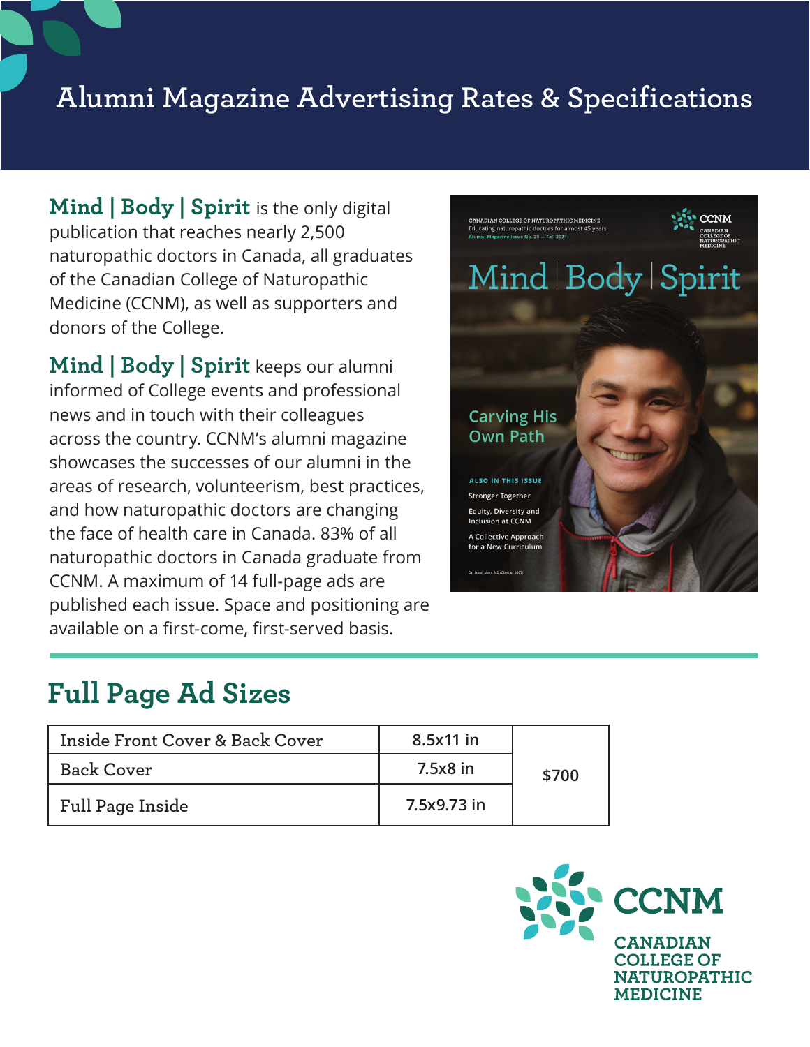# Alumni Magazine Advertising Rates & Specifications

**Mind | Body | Spirit** is the only digital publication that reaches nearly 2,500 naturopathic doctors in Canada, all graduates of the Canadian College of Naturopathic Medicine (CCNM), as well as supporters and donors of the College.

**Mind | Body | Spirit** keeps our alumni informed of College events and professional news and in touch with their colleagues across the country. CCNM's alumni magazine showcases the successes of our alumni in the areas of research, volunteerism, best practices, and how naturopathic doctors are changing the face of health care in Canada. 83% of all naturopathic doctors in Canada graduate from CCNM. A maximum of 14 full-page ads are published each issue. Space and positioning are available on a first-come, first-served basis.

## Full Page Ad Sizes

| | | |
|---|---|---|
| Inside Front Cover & Back Cover | 8.5x11 in | $700 |
| Back Cover | 7.5x8 in | |
| Full Page Inside | 7.5x9.73 in | |

CCNM
CANADIAN COLLEGE OF NATUROPATHIC MEDICINE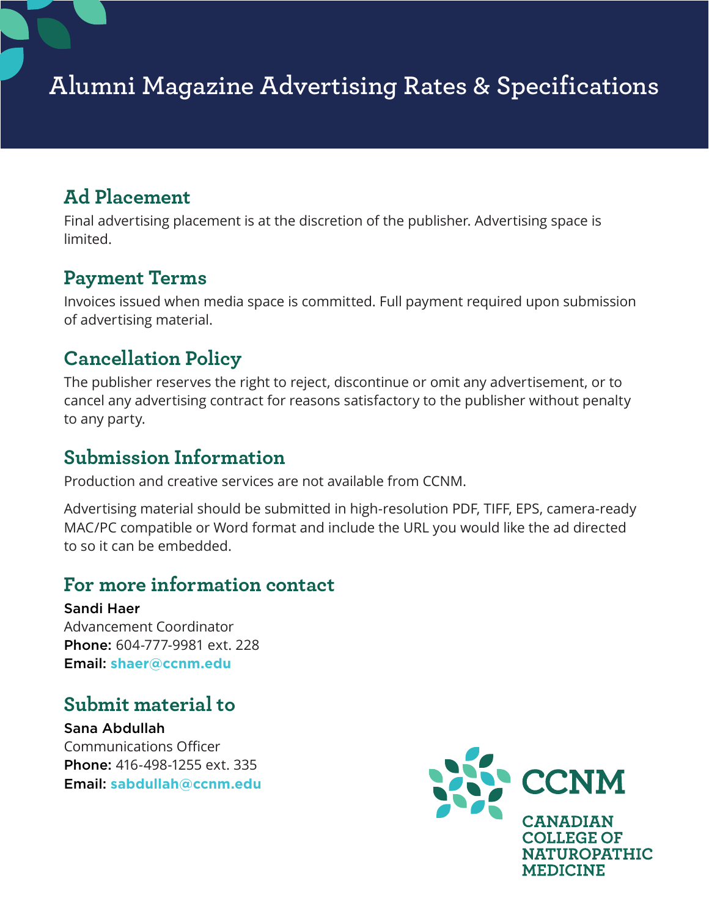# Alumni Magazine Advertising Rates & Specifications

## Ad Placement

Final advertising placement is at the discretion of the publisher. Advertising space is limited.

## Payment Terms

Invoices issued when media space is committed. Full payment required upon submission of advertising material.

## Cancellation Policy

The publisher reserves the right to reject, discontinue or omit any advertisement, or to cancel any advertising contract for reasons satisfactory to the publisher without penalty to any party.

## Submission Information

Production and creative services are not available from CCNM.

Advertising material should be submitted in high-resolution PDF, TIFF, EPS, camera-ready MAC/PC compatible or Word format and include the URL you would like the ad directed to so it can be embedded.

## For more information contact

**Sandi Haer**
Advancement Coordinator
**Phone:** 604-777-9981 ext. 228
**Email:** shaer@ccnm.edu

## Submit material to

**Sana Abdullah**
Communications Officer
**Phone:** 416-498-1255 ext. 335
**Email:** sabdullah@ccnm.edu

CCNM
CANADIAN COLLEGE OF NATUROPATHIC MEDICINE